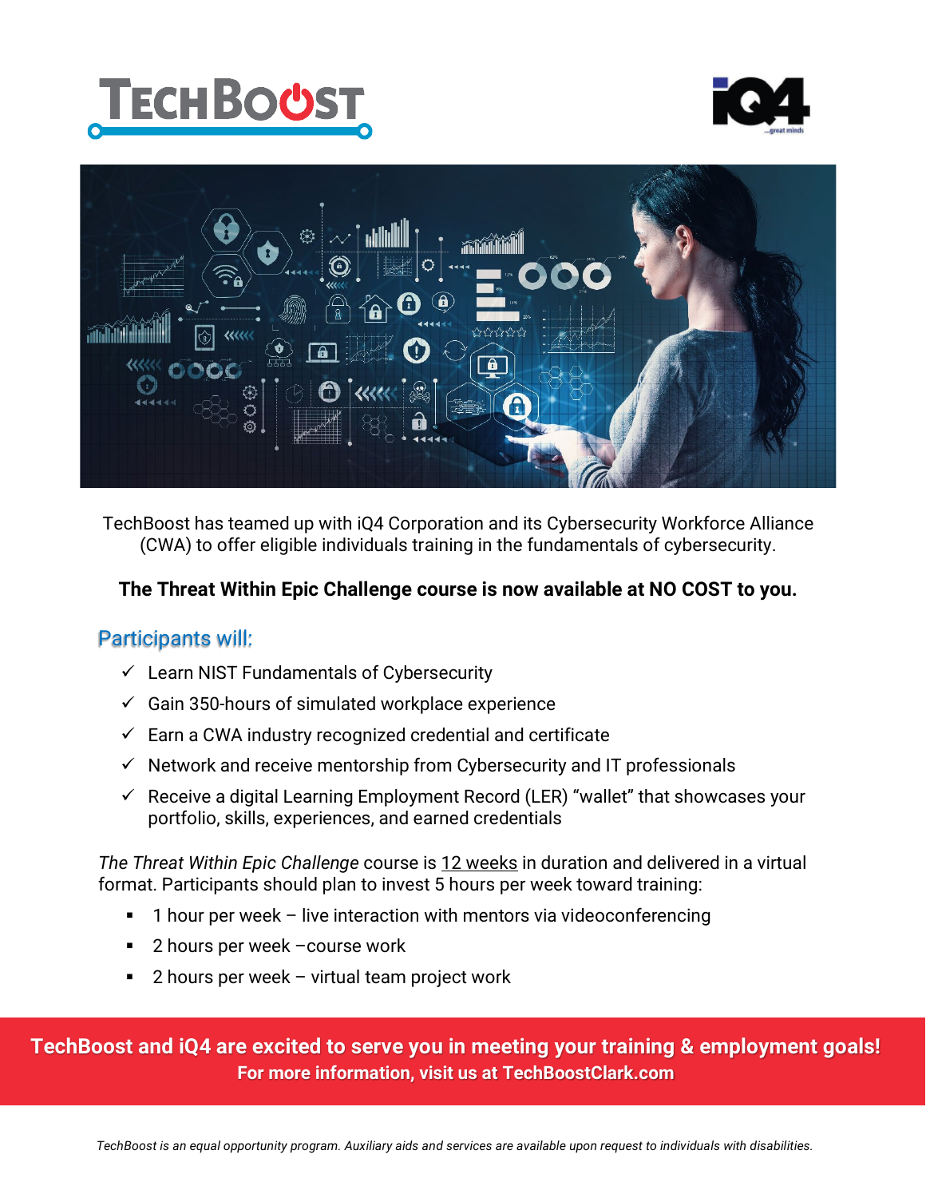TechBoost has teamed up with iQ4 Corporation and its Cybersecurity Workforce Alliance (CWA) to offer eligible individuals training in the fundamentals of cybersecurity.

**The Threat Within Epic Challenge course is now available at NO COST to you.**

## Participants will:

- ✓ Learn NIST Fundamentals of Cybersecurity
- ✓ Gain 350-hours of simulated workplace experience
- ✓ Earn a CWA industry recognized credential and certificate
- ✓ Network and receive mentorship from Cybersecurity and IT professionals
- ✓ Receive a digital Learning Employment Record (LER) "wallet" that showcases your portfolio, skills, experiences, and earned credentials

*The Threat Within Epic Challenge* course is 12 weeks in duration and delivered in a virtual format. Participants should plan to invest 5 hours per week toward training:

- 1 hour per week – live interaction with mentors via videoconferencing
- 2 hours per week –course work
- 2 hours per week – virtual team project work

**TechBoost and iQ4 are excited to serve you in meeting your training & employment goals!**
**For more information, visit us at TechBoostClark.com**

*TechBoost is an equal opportunity program. Auxiliary aids and services are available upon request to individuals with disabilities.*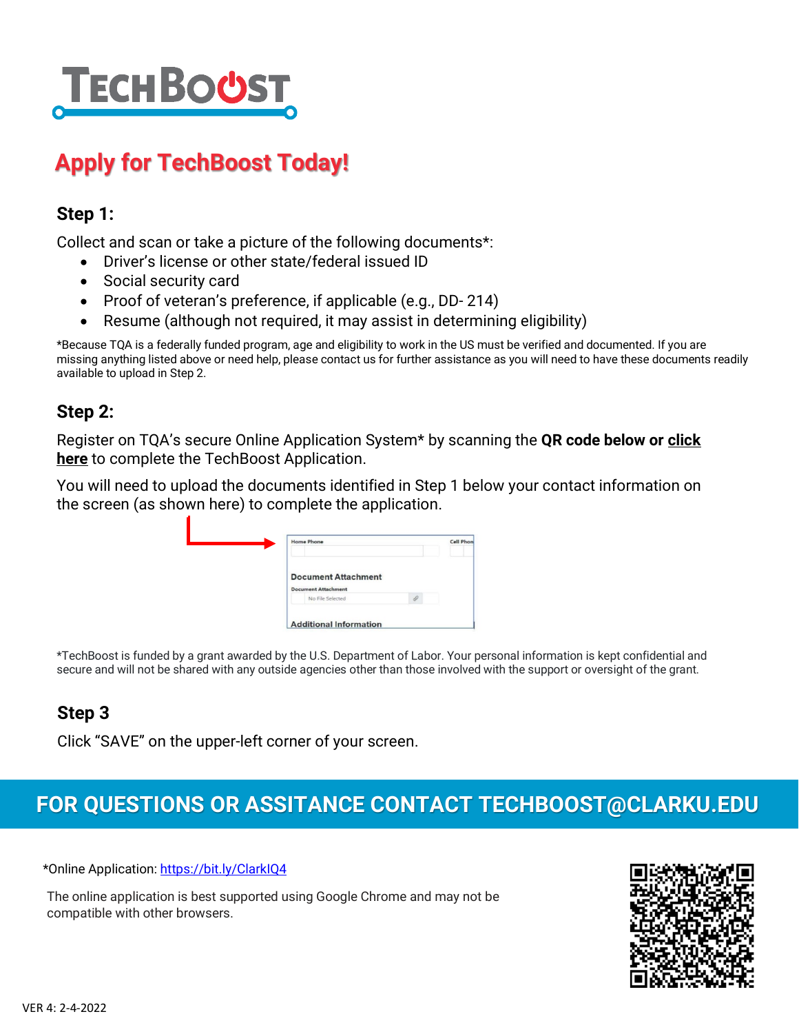# TECHBOOST

## Apply for TechBoost Today!

### Step 1:

Collect and scan or take a picture of the following documents*:

- Driver's license or other state/federal issued ID
- Social security card
- Proof of veteran's preference, if applicable (e.g., DD- 214)
- Resume (although not required, it may assist in determining eligibility)

*Because TQA is a federally funded program, age and eligibility to work in the US must be verified and documented. If you are missing anything listed above or need help, please contact us for further assistance as you will need to have these documents readily available to upload in Step 2.

### Step 2:

Register on TQA's secure Online Application System* by scanning the **QR code below or click here** to complete the TechBoost Application.

You will need to upload the documents identified in Step 1 below your contact information on the screen (as shown here) to complete the application.

Home Phone

Cell Phon

Document Attachment

Document Attachment

No File Selected

Additional Information

*TechBoost is funded by a grant awarded by the U.S. Department of Labor. Your personal information is kept confidential and secure and will not be shared with any outside agencies other than those involved with the support or oversight of the grant.

### Step 3

Click "SAVE" on the upper-left corner of your screen.

## FOR QUESTIONS OR ASSITANCE CONTACT TECHBOOST@CLARKU.EDU

*Online Application: https://bit.ly/ClarkIQ4

The online application is best supported using Google Chrome and may not be compatible with other browsers.

VER 4: 2-4-2022